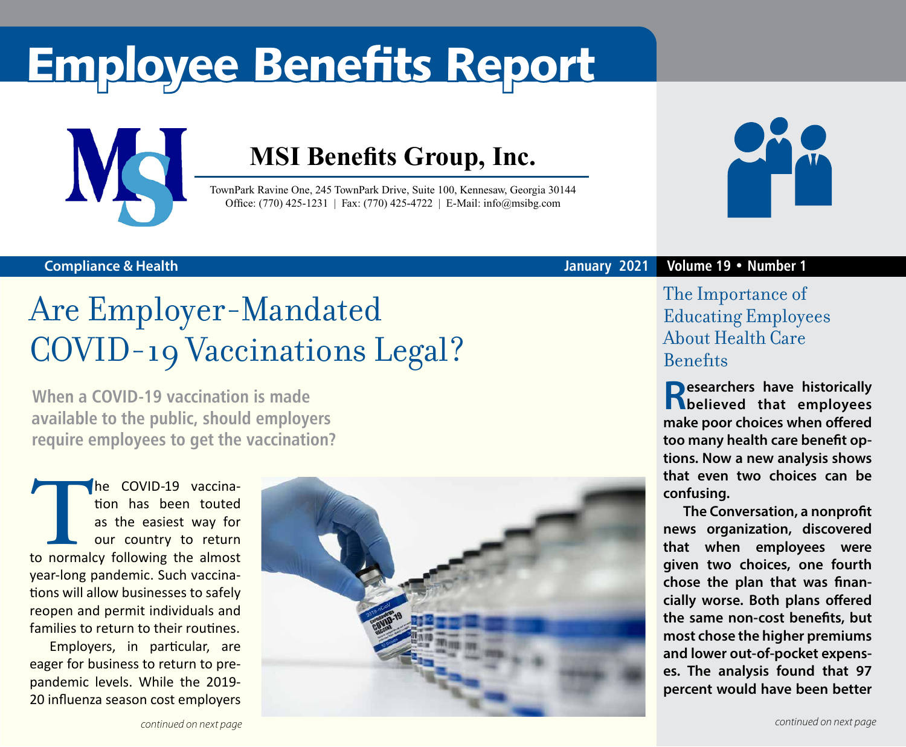# Employee Benefits Report

## MSI Benefits Group, Inc.

TownPark Ravine One, 245 TownPark Drive, Suite 100, Kennesaw, Georgia 30144
Office: (770) 425-1231 | Fax: (770) 425-4722 | E-Mail: info@msibg.com

**Compliance & Health** | **January 2021** | **Volume 19 • Number 1**

# Are Employer-Mandated COVID-19 Vaccinations Legal?

**When a COVID-19 vaccination is made available to the public, should employers require employees to get the vaccination?**

The COVID-19 vaccination has been touted as the easiest way for our country to return to normalcy following the almost year-long pandemic. Such vaccinations will allow businesses to safely reopen and permit individuals and families to return to their routines.

Employers, in particular, are eager for business to return to pre-pandemic levels. While the 2019-20 influenza season cost employers

*continued on next page*

## The Importance of Educating Employees About Health Care Benefits

**Researchers have historically believed that employees make poor choices when offered too many health care benefit options. Now a new analysis shows that even two choices can be confusing.**

**The Conversation, a nonprofit news organization, discovered that when employees were given two choices, one fourth chose the plan that was financially worse. Both plans offered the same non-cost benefits, but most chose the higher premiums and lower out-of-pocket expenses. The analysis found that 97 percent would have been better**

*continued on next page*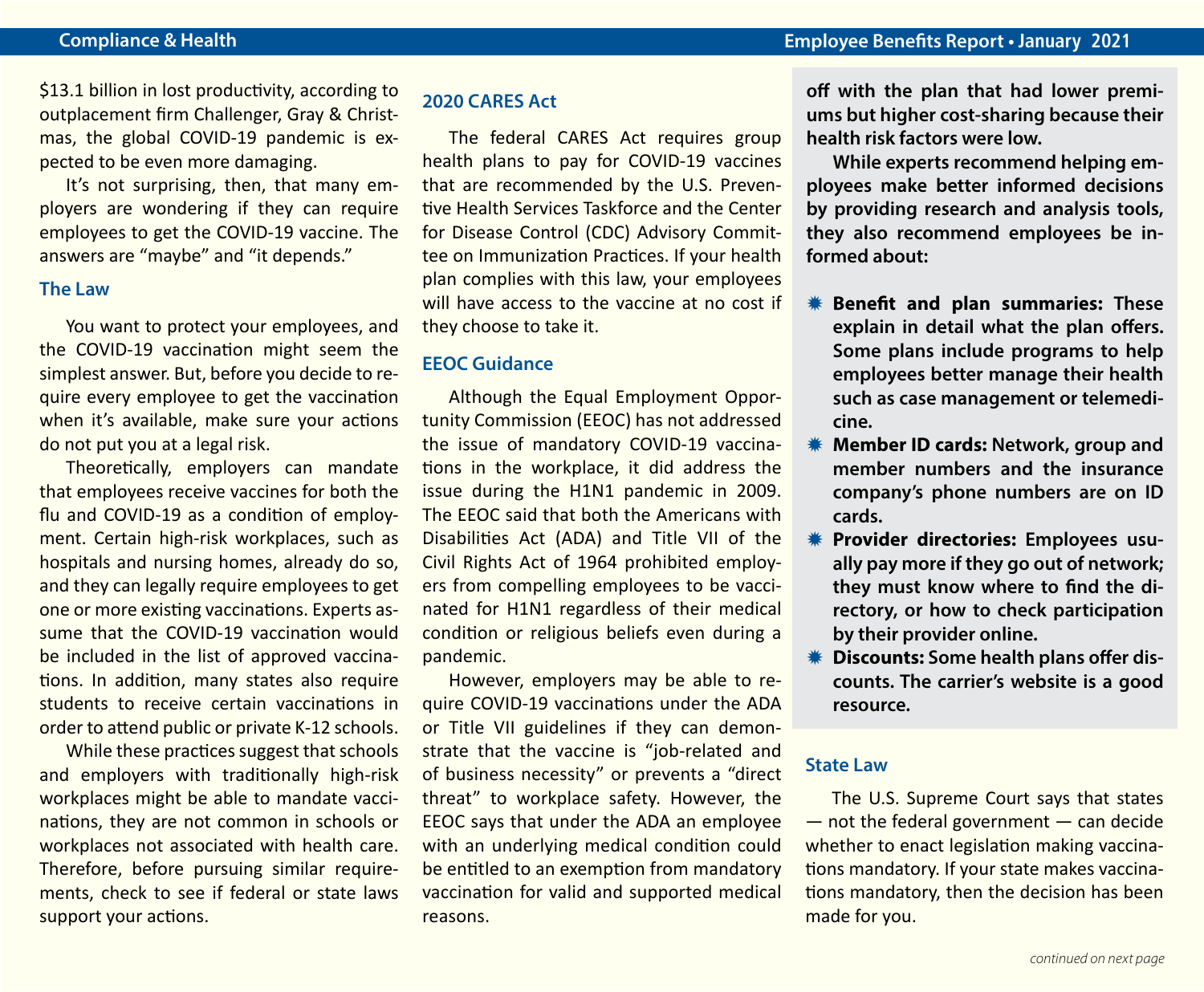$13.1 billion in lost productivity, according to outplacement firm Challenger, Gray & Christmas, the global COVID-19 pandemic is expected to be even more damaging.

It's not surprising, then, that many employers are wondering if they can require employees to get the COVID-19 vaccine. The answers are "maybe" and "it depends."

## The Law

You want to protect your employees, and the COVID-19 vaccination might seem the simplest answer. But, before you decide to require every employee to get the vaccination when it's available, make sure your actions do not put you at a legal risk.

Theoretically, employers can mandate that employees receive vaccines for both the flu and COVID-19 as a condition of employment. Certain high-risk workplaces, such as hospitals and nursing homes, already do so, and they can legally require employees to get one or more existing vaccinations. Experts assume that the COVID-19 vaccination would be included in the list of approved vaccinations. In addition, many states also require students to receive certain vaccinations in order to attend public or private K-12 schools.

While these practices suggest that schools and employers with traditionally high-risk workplaces might be able to mandate vaccinations, they are not common in schools or workplaces not associated with health care. Therefore, before pursuing similar requirements, check to see if federal or state laws support your actions.

## 2020 CARES Act

The federal CARES Act requires group health plans to pay for COVID-19 vaccines that are recommended by the U.S. Preventive Health Services Taskforce and the Center for Disease Control (CDC) Advisory Committee on Immunization Practices. If your health plan complies with this law, your employees will have access to the vaccine at no cost if they choose to take it.

## EEOC Guidance

Although the Equal Employment Opportunity Commission (EEOC) has not addressed the issue of mandatory COVID-19 vaccinations in the workplace, it did address the issue during the H1N1 pandemic in 2009. The EEOC said that both the Americans with Disabilities Act (ADA) and Title VII of the Civil Rights Act of 1964 prohibited employers from compelling employees to be vaccinated for H1N1 regardless of their medical condition or religious beliefs even during a pandemic.

However, employers may be able to require COVID-19 vaccinations under the ADA or Title VII guidelines if they can demonstrate that the vaccine is "job-related and of business necessity" or prevents a "direct threat" to workplace safety. However, the EEOC says that under the ADA an employee with an underlying medical condition could be entitled to an exemption from mandatory vaccination for valid and supported medical reasons.

**off with the plan that had lower premiums but higher cost-sharing because their health risk factors were low.**

**While experts recommend helping employees make better informed decisions by providing research and analysis tools, they also recommend employees be informed about:**

- **Benefit and plan summaries: These explain in detail what the plan offers. Some plans include programs to help employees better manage their health such as case management or telemedicine.**
- **Member ID cards: Network, group and member numbers and the insurance company's phone numbers are on ID cards.**
- **Provider directories: Employees usually pay more if they go out of network; they must know where to find the directory, or how to check participation by their provider online.**
- **Discounts: Some health plans offer discounts. The carrier's website is a good resource.**

## State Law

The U.S. Supreme Court says that states — not the federal government — can decide whether to enact legislation making vaccinations mandatory. If your state makes vaccinations mandatory, then the decision has been made for you.

*continued on next page*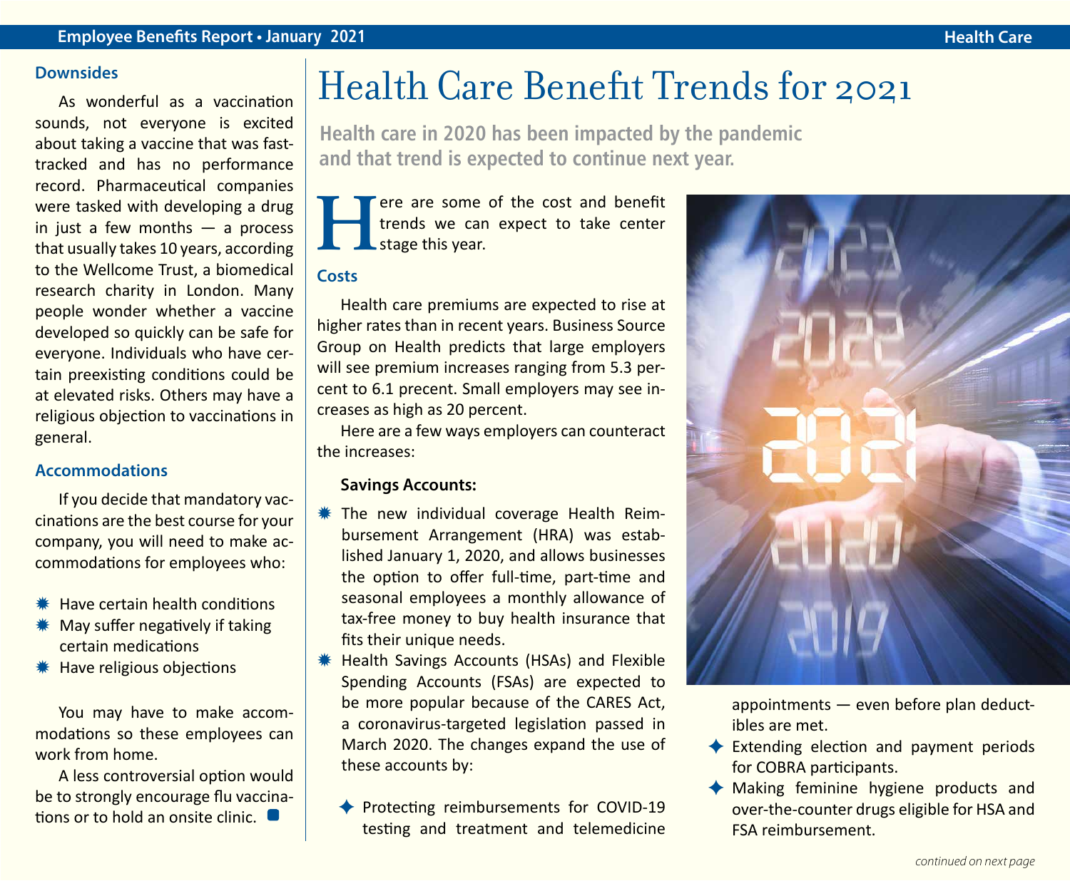### Downsides

As wonderful as a vaccination sounds, not everyone is excited about taking a vaccine that was fast-tracked and has no performance record. Pharmaceutical companies were tasked with developing a drug in just a few months — a process that usually takes 10 years, according to the Wellcome Trust, a biomedical research charity in London. Many people wonder whether a vaccine developed so quickly can be safe for everyone. Individuals who have certain preexisting conditions could be at elevated risks. Others may have a religious objection to vaccinations in general.

### Accommodations

If you decide that mandatory vaccinations are the best course for your company, you will need to make accommodations for employees who:

- Have certain health conditions
- May suffer negatively if taking certain medications
- Have religious objections

You may have to make accommodations so these employees can work from home.

A less controversial option would be to strongly encourage flu vaccinations or to hold an onsite clinic.

# Health Care Benefit Trends for 2021

**Health care in 2020 has been impacted by the pandemic and that trend is expected to continue next year.**

Here are some of the cost and benefit trends we can expect to take center stage this year.

### Costs

Health care premiums are expected to rise at higher rates than in recent years. Business Source Group on Health predicts that large employers will see premium increases ranging from 5.3 percent to 6.1 precent. Small employers may see increases as high as 20 percent.

Here are a few ways employers can counteract the increases:

**Savings Accounts:**

- The new individual coverage Health Reimbursement Arrangement (HRA) was established January 1, 2020, and allows businesses the option to offer full-time, part-time and seasonal employees a monthly allowance of tax-free money to buy health insurance that fits their unique needs.
- Health Savings Accounts (HSAs) and Flexible Spending Accounts (FSAs) are expected to be more popular because of the CARES Act, a coronavirus-targeted legislation passed in March 2020. The changes expand the use of these accounts by:
  - Protecting reimbursements for COVID-19 testing and treatment and telemedicine appointments — even before plan deductibles are met.
  - Extending election and payment periods for COBRA participants.
  - Making feminine hygiene products and over-the-counter drugs eligible for HSA and FSA reimbursement.

*continued on next page*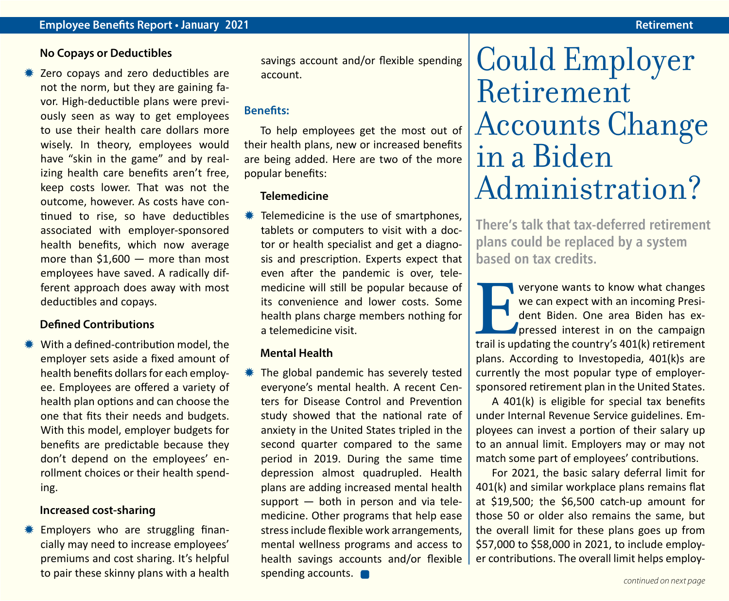### No Copays or Deductibles

- Zero copays and zero deductibles are not the norm, but they are gaining favor. High-deductible plans were previously seen as way to get employees to use their health care dollars more wisely. In theory, employees would have "skin in the game" and by realizing health care benefits aren't free, keep costs lower. That was not the outcome, however. As costs have continued to rise, so have deductibles associated with employer-sponsored health benefits, which now average more than $1,600 — more than most employees have saved. A radically different approach does away with most deductibles and copays.

### Defined Contributions

- With a defined-contribution model, the employer sets aside a fixed amount of health benefits dollars for each employee. Employees are offered a variety of health plan options and can choose the one that fits their needs and budgets. With this model, employer budgets for benefits are predictable because they don't depend on the employees' enrollment choices or their health spending.

### Increased cost-sharing

- Employers who are struggling financially may need to increase employees' premiums and cost sharing. It's helpful to pair these skinny plans with a health savings account and/or flexible spending account.

## Benefits:

To help employees get the most out of their health plans, new or increased benefits are being added. Here are two of the more popular benefits:

### Telemedicine

- Telemedicine is the use of smartphones, tablets or computers to visit with a doctor or health specialist and get a diagnosis and prescription. Experts expect that even after the pandemic is over, telemedicine will still be popular because of its convenience and lower costs. Some health plans charge members nothing for a telemedicine visit.

### Mental Health

- The global pandemic has severely tested everyone's mental health. A recent Centers for Disease Control and Prevention study showed that the national rate of anxiety in the United States tripled in the second quarter compared to the same period in 2019. During the same time depression almost quadrupled. Health plans are adding increased mental health support — both in person and via telemedicine. Other programs that help ease stress include flexible work arrangements, mental wellness programs and access to health savings accounts and/or flexible spending accounts.

# Could Employer Retirement Accounts Change in a Biden Administration?

**There's talk that tax-deferred retirement plans could be replaced by a system based on tax credits.**

Everyone wants to know what changes we can expect with an incoming President Biden. One area Biden has expressed interest in on the campaign trail is updating the country's 401(k) retirement plans. According to Investopedia, 401(k)s are currently the most popular type of employer-sponsored retirement plan in the United States.

A 401(k) is eligible for special tax benefits under Internal Revenue Service guidelines. Employees can invest a portion of their salary up to an annual limit. Employers may or may not match some part of employees' contributions.

For 2021, the basic salary deferral limit for 401(k) and similar workplace plans remains flat at $19,500; the $6,500 catch-up amount for those 50 or older also remains the same, but the overall limit for these plans goes up from $57,000 to $58,000 in 2021, to include employer contributions. The overall limit helps employ-

*continued on next page*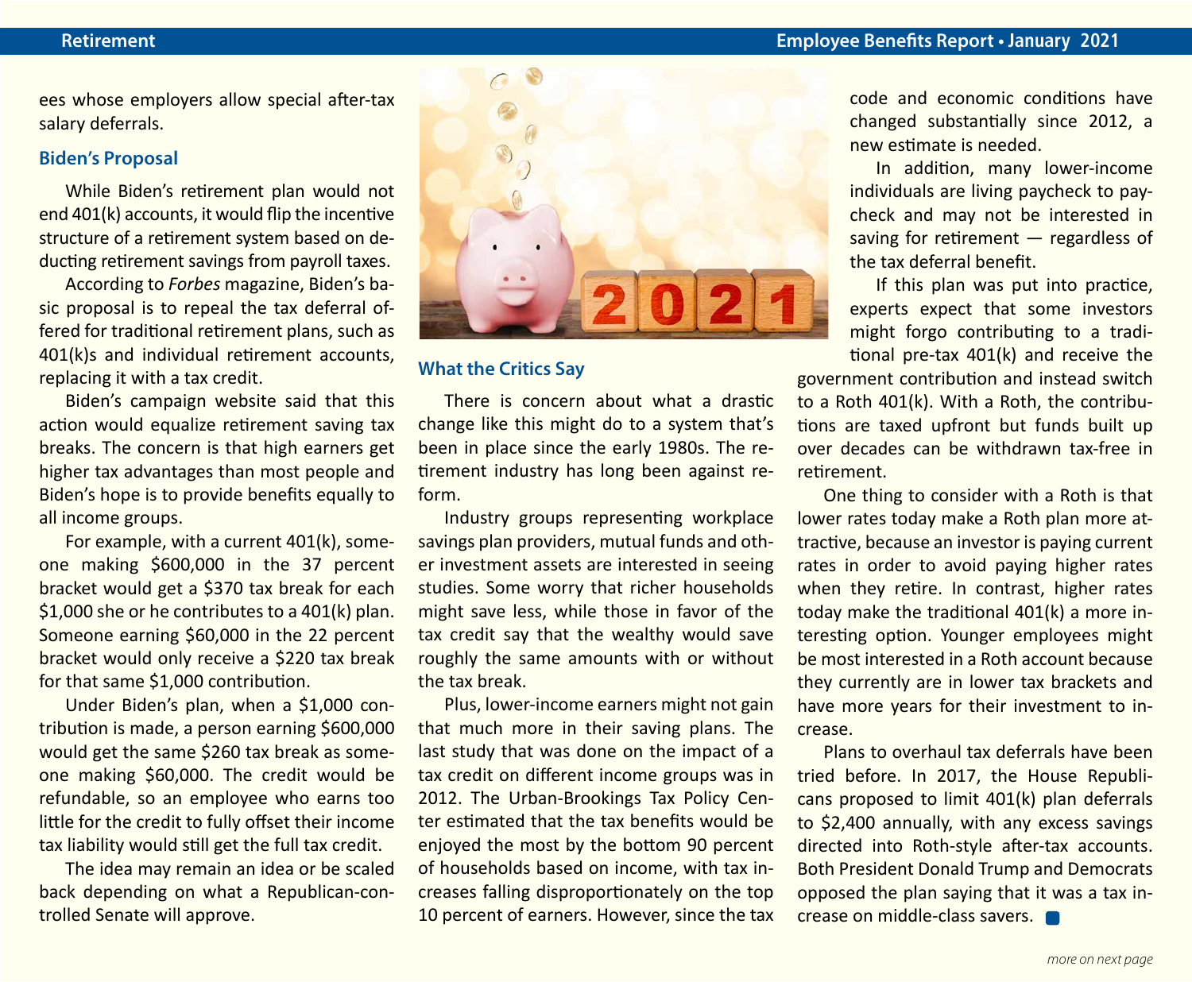ees whose employers allow special after-tax salary deferrals.

### Biden's Proposal

While Biden's retirement plan would not end 401(k) accounts, it would flip the incentive structure of a retirement system based on deducting retirement savings from payroll taxes.

According to *Forbes* magazine, Biden's basic proposal is to repeal the tax deferral offered for traditional retirement plans, such as 401(k)s and individual retirement accounts, replacing it with a tax credit.

Biden's campaign website said that this action would equalize retirement saving tax breaks. The concern is that high earners get higher tax advantages than most people and Biden's hope is to provide benefits equally to all income groups.

For example, with a current 401(k), someone making $600,000 in the 37 percent bracket would get a $370 tax break for each $1,000 she or he contributes to a 401(k) plan. Someone earning $60,000 in the 22 percent bracket would only receive a $220 tax break for that same $1,000 contribution.

Under Biden's plan, when a $1,000 contribution is made, a person earning $600,000 would get the same $260 tax break as someone making $60,000. The credit would be refundable, so an employee who earns too little for the credit to fully offset their income tax liability would still get the full tax credit.

The idea may remain an idea or be scaled back depending on what a Republican-controlled Senate will approve.

### What the Critics Say

There is concern about what a drastic change like this might do to a system that's been in place since the early 1980s. The retirement industry has long been against reform.

Industry groups representing workplace savings plan providers, mutual funds and other investment assets are interested in seeing studies. Some worry that richer households might save less, while those in favor of the tax credit say that the wealthy would save roughly the same amounts with or without the tax break.

Plus, lower-income earners might not gain that much more in their saving plans. The last study that was done on the impact of a tax credit on different income groups was in 2012. The Urban-Brookings Tax Policy Center estimated that the tax benefits would be enjoyed the most by the bottom 90 percent of households based on income, with tax increases falling disproportionately on the top 10 percent of earners. However, since the tax code and economic conditions have changed substantially since 2012, a new estimate is needed.

In addition, many lower-income individuals are living paycheck to paycheck and may not be interested in saving for retirement — regardless of the tax deferral benefit.

If this plan was put into practice, experts expect that some investors might forgo contributing to a traditional pre-tax 401(k) and receive the government contribution and instead switch to a Roth 401(k). With a Roth, the contributions are taxed upfront but funds built up over decades can be withdrawn tax-free in retirement.

One thing to consider with a Roth is that lower rates today make a Roth plan more attractive, because an investor is paying current rates in order to avoid paying higher rates when they retire. In contrast, higher rates today make the traditional 401(k) a more interesting option. Younger employees might be most interested in a Roth account because they currently are in lower tax brackets and have more years for their investment to increase.

Plans to overhaul tax deferrals have been tried before. In 2017, the House Republicans proposed to limit 401(k) plan deferrals to $2,400 annually, with any excess savings directed into Roth-style after-tax accounts. Both President Donald Trump and Democrats opposed the plan saying that it was a tax increase on middle-class savers.

*more on next page*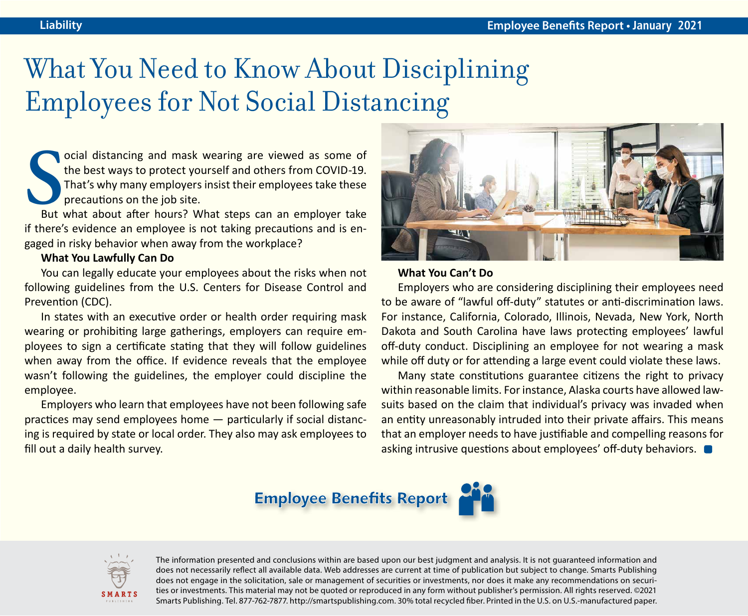# What You Need to Know About Disciplining Employees for Not Social Distancing

Social distancing and mask wearing are viewed as some of the best ways to protect yourself and others from COVID-19. That's why many employers insist their employees take these precautions on the job site.

But what about after hours? What steps can an employer take if there's evidence an employee is not taking precautions and is engaged in risky behavior when away from the workplace?

**What You Lawfully Can Do**

You can legally educate your employees about the risks when not following guidelines from the U.S. Centers for Disease Control and Prevention (CDC).

In states with an executive order or health order requiring mask wearing or prohibiting large gatherings, employers can require employees to sign a certificate stating that they will follow guidelines when away from the office. If evidence reveals that the employee wasn't following the guidelines, the employer could discipline the employee.

Employers who learn that employees have not been following safe practices may send employees home — particularly if social distancing is required by state or local order. They also may ask employees to fill out a daily health survey.

**What You Can't Do**

Employers who are considering disciplining their employees need to be aware of "lawful off-duty" statutes or anti-discrimination laws. For instance, California, Colorado, Illinois, Nevada, New York, North Dakota and South Carolina have laws protecting employees' lawful off-duty conduct. Disciplining an employee for not wearing a mask while off duty or for attending a large event could violate these laws.

Many state constitutions guarantee citizens the right to privacy within reasonable limits. For instance, Alaska courts have allowed lawsuits based on the claim that individual's privacy was invaded when an entity unreasonably intruded into their private affairs. This means that an employer needs to have justifiable and compelling reasons for asking intrusive questions about employees' off-duty behaviors.

**Employee Benefits Report**

The information presented and conclusions within are based upon our best judgment and analysis. It is not guaranteed information and does not necessarily reflect all available data. Web addresses are current at time of publication but subject to change. Smarts Publishing does not engage in the solicitation, sale or management of securities or investments, nor does it make any recommendations on securities or investments. This material may not be quoted or reproduced in any form without publisher's permission. All rights reserved. ©2021 Smarts Publishing. Tel. 877-762-7877. http://smartspublishing.com. 30% total recycled fiber. Printed in the U.S. on U.S.-manufactured paper.